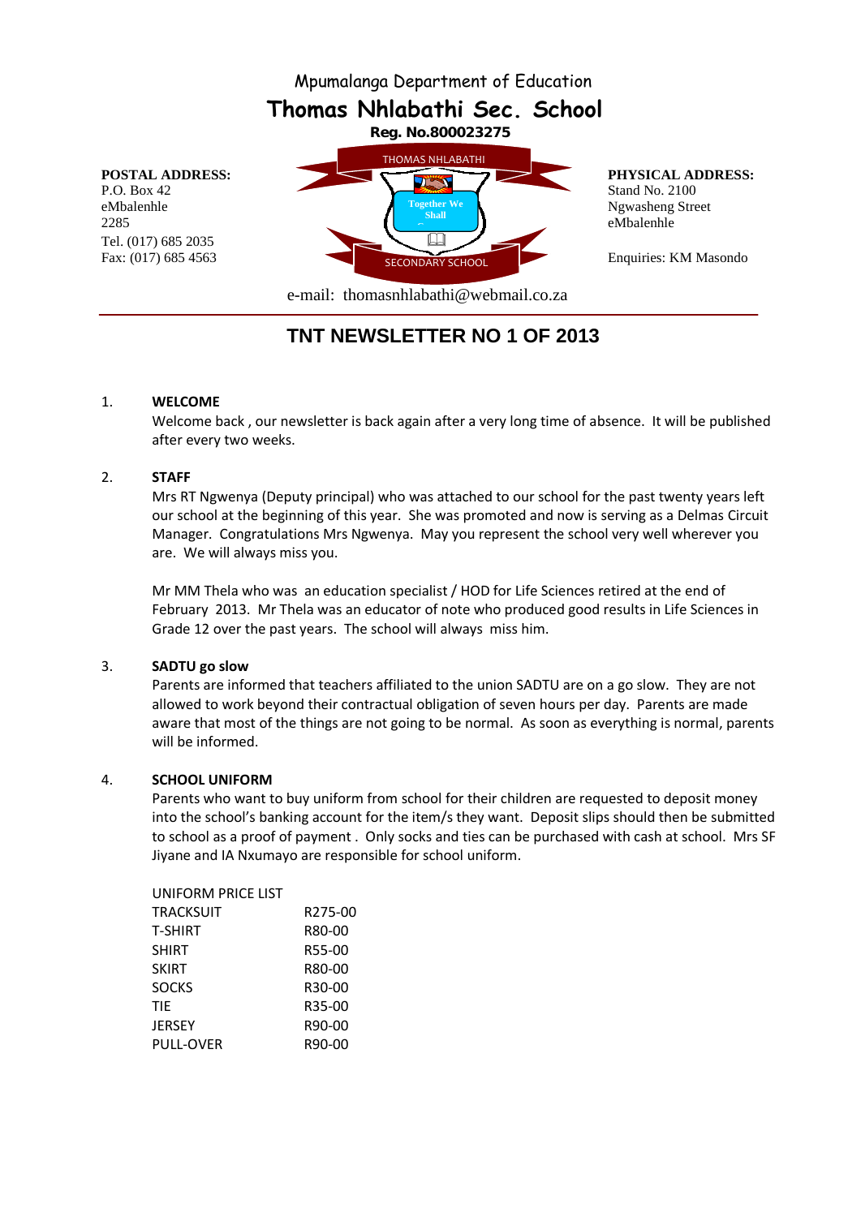Mpumalanga Department of Education

# Thomas Nhlabathi Sec. School

**Reg. No.800023275**

**POSTAL ADDRESS:**
P.O. Box 42
eMbalenhle
2285
Tel. (017) 685 2035
Fax: (017) 685 4563

THOMAS NHLABATHI
Together We Shall
SECONDARY SCHOOL

**PHYSICAL ADDRESS:**
Stand No. 2100
Ngwasheng Street
eMbalenhle

Enquiries: KM Masondo

e-mail: thomasnhlabathi@webmail.co.za

## TNT NEWSLETTER NO 1 OF 2013

1. **WELCOME**

   Welcome back , our newsletter is back again after a very long time of absence. It will be published after every two weeks.

2. **STAFF**

   Mrs RT Ngwenya (Deputy principal) who was attached to our school for the past twenty years left our school at the beginning of this year. She was promoted and now is serving as a Delmas Circuit Manager. Congratulations Mrs Ngwenya. May you represent the school very well wherever you are. We will always miss you.

   Mr MM Thela who was an education specialist / HOD for Life Sciences retired at the end of February 2013. Mr Thela was an educator of note who produced good results in Life Sciences in Grade 12 over the past years. The school will always miss him.

3. **SADTU go slow**

   Parents are informed that teachers affiliated to the union SADTU are on a go slow. They are not allowed to work beyond their contractual obligation of seven hours per day. Parents are made aware that most of the things are not going to be normal. As soon as everything is normal, parents will be informed.

4. **SCHOOL UNIFORM**

   Parents who want to buy uniform from school for their children are requested to deposit money into the school's banking account for the item/s they want. Deposit slips should then be submitted to school as a proof of payment . Only socks and ties can be purchased with cash at school. Mrs SF Jiyane and IA Nxumayo are responsible for school uniform.

   UNIFORM PRICE LIST

   | | |
   |---|---|
   | TRACKSUIT | R275-00 |
   | T-SHIRT | R80-00 |
   | SHIRT | R55-00 |
   | SKIRT | R80-00 |
   | SOCKS | R30-00 |
   | TIE | R35-00 |
   | JERSEY | R90-00 |
   | PULL-OVER | R90-00 |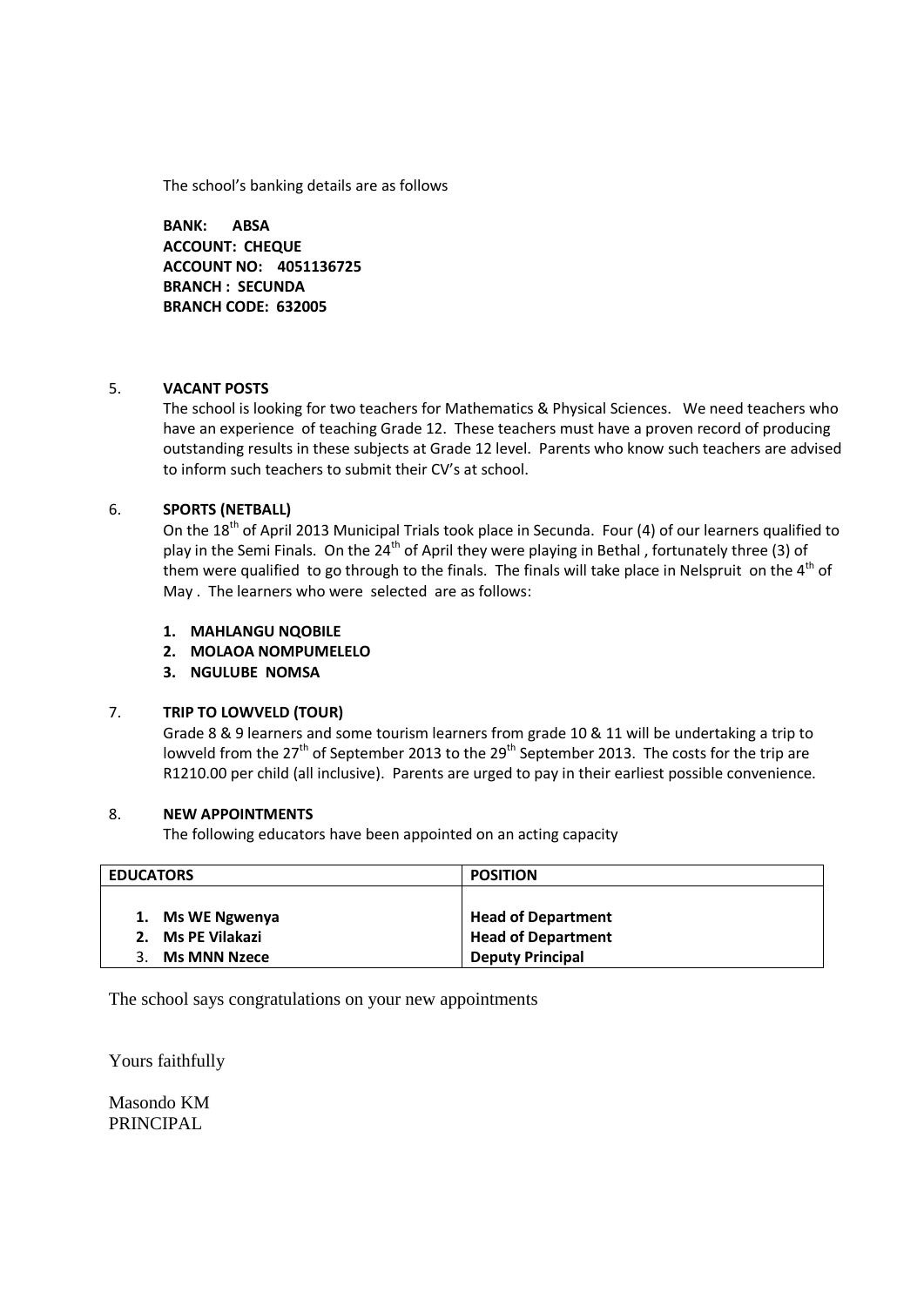The school's banking details are as follows

**BANK: ABSA**
**ACCOUNT: CHEQUE**
**ACCOUNT NO: 4051136725**
**BRANCH : SECUNDA**
**BRANCH CODE: 632005**

5. **VACANT POSTS**

The school is looking for two teachers for Mathematics & Physical Sciences. We need teachers who have an experience of teaching Grade 12. These teachers must have a proven record of producing outstanding results in these subjects at Grade 12 level. Parents who know such teachers are advised to inform such teachers to submit their CV's at school.

6. **SPORTS (NETBALL)**

On the 18th of April 2013 Municipal Trials took place in Secunda. Four (4) of our learners qualified to play in the Semi Finals. On the 24th of April they were playing in Bethal , fortunately three (3) of them were qualified to go through to the finals. The finals will take place in Nelspruit on the 4th of May . The learners who were selected are as follows:

1. **MAHLANGU NQOBILE**
2. **MOLAOA NOMPUMELELO**
3. **NGULUBE NOMSA**

7. **TRIP TO LOWVELD (TOUR)**

Grade 8 & 9 learners and some tourism learners from grade 10 & 11 will be undertaking a trip to lowveld from the 27th of September 2013 to the 29th September 2013. The costs for the trip are R1210.00 per child (all inclusive). Parents are urged to pay in their earliest possible convenience.

8. **NEW APPOINTMENTS**

The following educators have been appointed on an acting capacity

| EDUCATORS | POSITION |
|---|---|
| 1. **Ms WE Ngwenya** | **Head of Department** |
| 2. **Ms PE Vilakazi** | **Head of Department** |
| 3. **Ms MNN Nzece** | **Deputy Principal** |

The school says congratulations on your new appointments

Yours faithfully

Masondo KM
PRINCIPAL